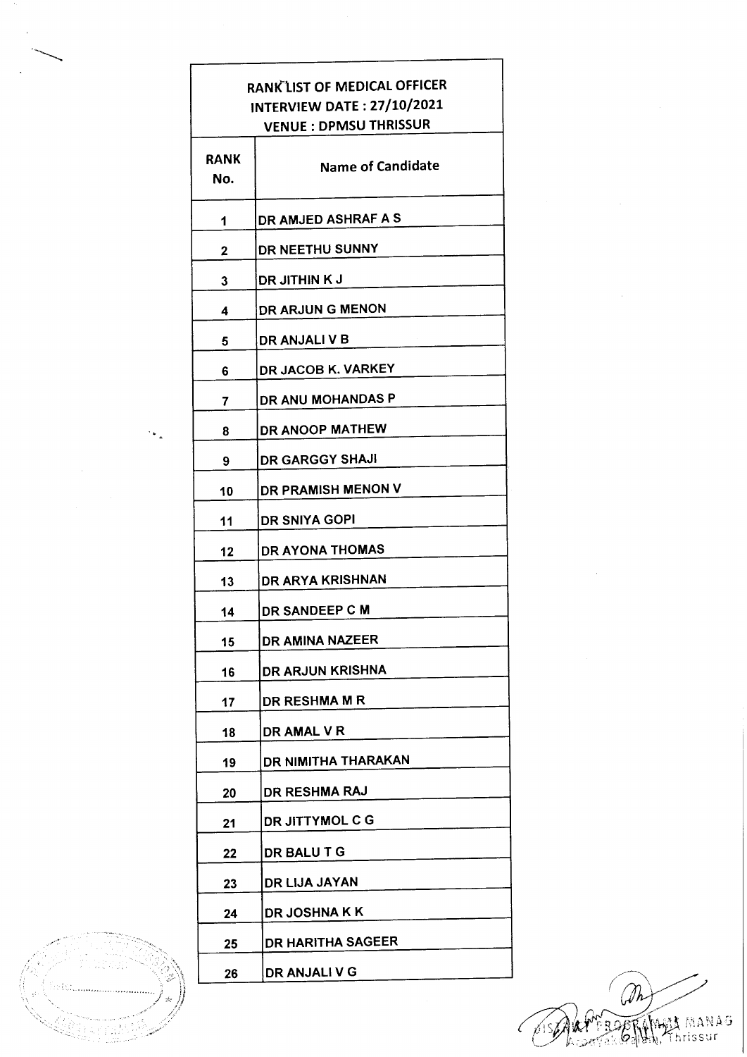# RANK LIST OF MEDICAL OFFICER

**INTERVIEW DATE : 27/10/2021**

**VENUE : DPMSU THRISSUR**

| RANK No. | Name of Candidate |
|---|---|
| 1 | DR AMJED ASHRAF A S |
| 2 | DR NEETHU SUNNY |
| 3 | DR JITHIN K J |
| 4 | DR ARJUN G MENON |
| 5 | DR ANJALI V B |
| 6 | DR JACOB K. VARKEY |
| 7 | DR ANU MOHANDAS P |
| 8 | DR ANOOP MATHEW |
| 9 | DR GARGGY SHAJI |
| 10 | DR PRAMISH MENON V |
| 11 | DR SNIYA GOPI |
| 12 | DR AYONA THOMAS |
| 13 | DR ARYA KRISHNAN |
| 14 | DR SANDEEP C M |
| 15 | DR AMINA NAZEER |
| 16 | DR ARJUN KRISHNA |
| 17 | DR RESHMA M R |
| 18 | DR AMAL V R |
| 19 | DR NIMITHA THARAKAN |
| 20 | DR RESHMA RAJ |
| 21 | DR JITTYMOL C G |
| 22 | DR BALU T G |
| 23 | DR LIJA JAYAN |
| 24 | DR JOSHNA K K |
| 25 | DR HARITHA SAGEER |
| 26 | DR ANJALI V G |

DISTRICT PROGRAMME MANAGER
Arogyakeralam, Thrissur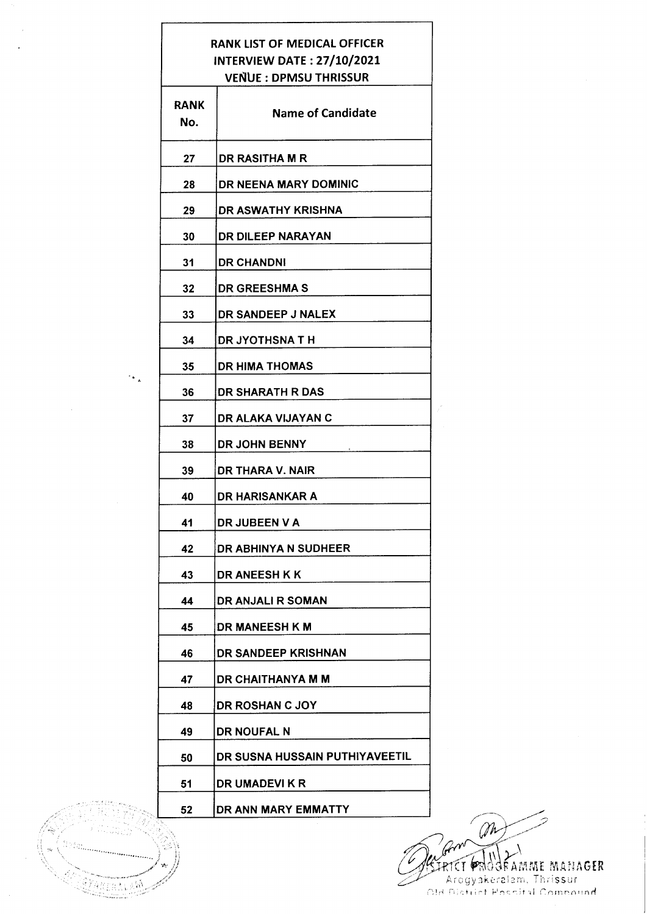| RANK LIST OF MEDICAL OFFICER<br>INTERVIEW DATE : 27/10/2021<br>VENUE : DPMSU THRISSUR | |
|---|---|
| **RANK No.** | **Name of Candidate** |
| 27 | DR RASITHA M R |
| 28 | DR NEENA MARY DOMINIC |
| 29 | DR ASWATHY KRISHNA |
| 30 | DR DILEEP NARAYAN |
| 31 | DR CHANDNI |
| 32 | DR GREESHMA S |
| 33 | DR SANDEEP J NALEX |
| 34 | DR JYOTHSNA T H |
| 35 | DR HIMA THOMAS |
| 36 | DR SHARATH R DAS |
| 37 | DR ALAKA VIJAYAN C |
| 38 | DR JOHN BENNY |
| 39 | DR THARA V. NAIR |
| 40 | DR HARISANKAR A |
| 41 | DR JUBEEN V A |
| 42 | DR ABHINYA N SUDHEER |
| 43 | DR ANEESH K K |
| 44 | DR ANJALI R SOMAN |
| 45 | DR MANEESH K M |
| 46 | DR SANDEEP KRISHNAN |
| 47 | DR CHAITHANYA M M |
| 48 | DR ROSHAN C JOY |
| 49 | DR NOUFAL N |
| 50 | DR SUSNA HUSSAIN PUTHIYAVEETIL |
| 51 | DR UMADEVI K R |
| 52 | DR ANN MARY EMMATTY |

6/11/21

DISTRICT PROGRAMME MANAGER
Arogyakeralam, Thrissur
Old District Hospital Compound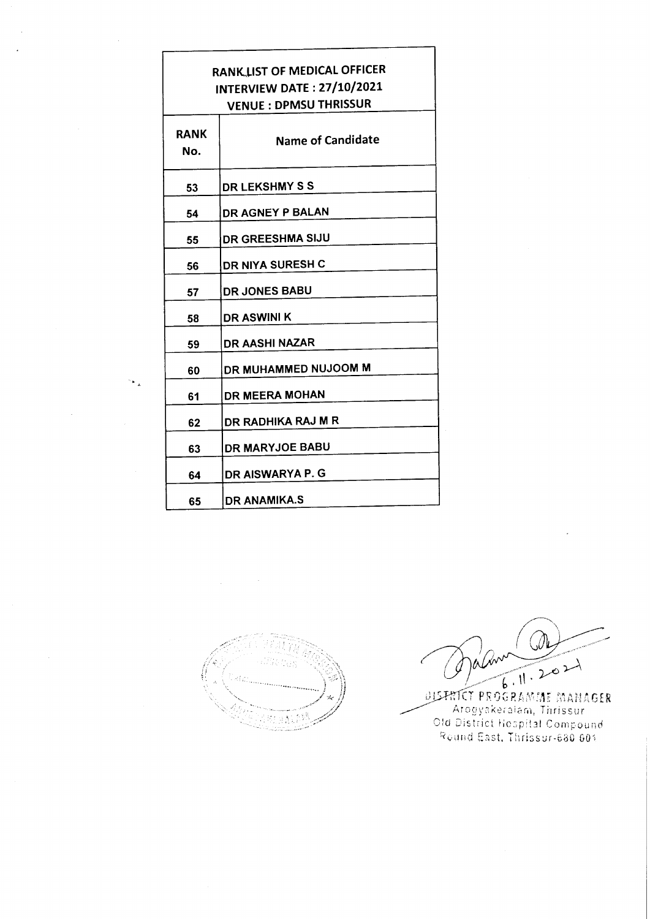| RANK LIST OF MEDICAL OFFICER<br>INTERVIEW DATE : 27/10/2021<br>VENUE : DPMSU THRISSUR | |
|---|---|
| **RANK No.** | **Name of Candidate** |
| 53 | DR LEKSHMY S S |
| 54 | DR AGNEY P BALAN |
| 55 | DR GREESHMA SIJU |
| 56 | DR NIYA SURESH C |
| 57 | DR JONES BABU |
| 58 | DR ASWINI K |
| 59 | DR AASHI NAZAR |
| 60 | DR MUHAMMED NUJOOM M |
| 61 | DR MEERA MOHAN |
| 62 | DR RADHIKA RAJ M R |
| 63 | DR MARYJOE BABU |
| 64 | DR AISWARYA P. G |
| 65 | DR ANAMIKA.S |

6.11.2021

DISTRICT PROGRAMME MANAGER
Arogyakeralam, Thrissur
Old District Hospital Compound
Round East, Thrissur-680 001